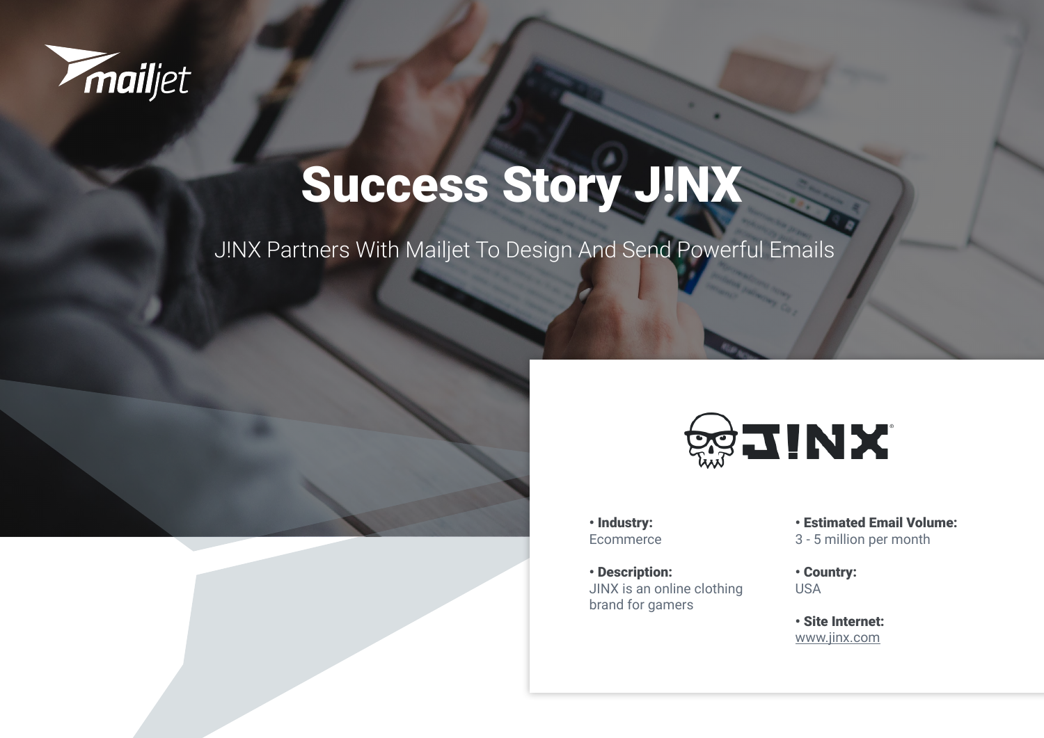# Success Story J!NX

J!NX Partners With Mailjet To Design And Send Powerful Emails

- **Industry:**
  Ecommerce
- **Description:**
  JINX is an online clothing brand for gamers
- **Estimated Email Volume:**
  3 - 5 million per month
- **Country:**
  USA
- **Site Internet:**
  www.jinx.com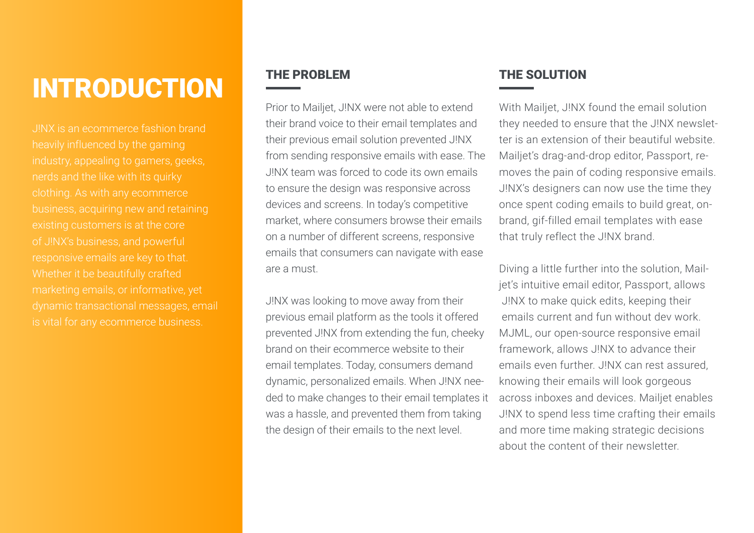# INTRODUCTION

J!NX is an ecommerce fashion brand heavily influenced by the gaming industry, appealing to gamers, geeks, nerds and the like with its quirky clothing. As with any ecommerce business, acquiring new and retaining existing customers is at the core of J!NX's business, and powerful responsive emails are key to that. Whether it be beautifully crafted marketing emails, or informative, yet dynamic transactional messages, email is vital for any ecommerce business.

## THE PROBLEM

Prior to Mailjet, J!NX were not able to extend their brand voice to their email templates and their previous email solution prevented J!NX from sending responsive emails with ease. The J!NX team was forced to code its own emails to ensure the design was responsive across devices and screens. In today's competitive market, where consumers browse their emails on a number of different screens, responsive emails that consumers can navigate with ease are a must.

J!NX was looking to move away from their previous email platform as the tools it offered prevented J!NX from extending the fun, cheeky brand on their ecommerce website to their email templates. Today, consumers demand dynamic, personalized emails. When J!NX needed to make changes to their email templates it was a hassle, and prevented them from taking the design of their emails to the next level.

## THE SOLUTION

With Mailjet, J!NX found the email solution they needed to ensure that the J!NX newsletter is an extension of their beautiful website. Mailjet's drag-and-drop editor, Passport, removes the pain of coding responsive emails. J!NX's designers can now use the time they once spent coding emails to build great, on-brand, gif-filled email templates with ease that truly reflect the J!NX brand.

Diving a little further into the solution, Mailjet's intuitive email editor, Passport, allows J!NX to make quick edits, keeping their emails current and fun without dev work. MJML, our open-source responsive email framework, allows J!NX to advance their emails even further. J!NX can rest assured, knowing their emails will look gorgeous across inboxes and devices. Mailjet enables J!NX to spend less time crafting their emails and more time making strategic decisions about the content of their newsletter.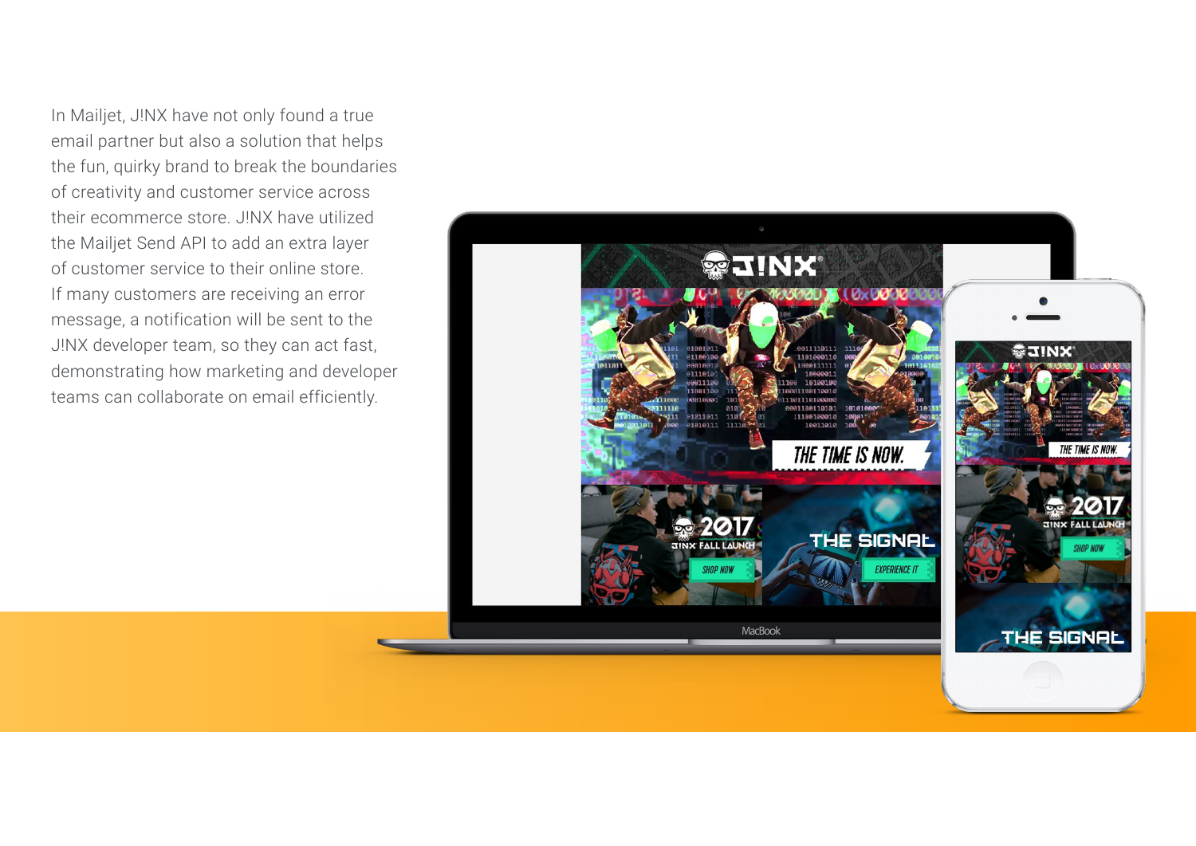In Mailjet, J!NX have not only found a true email partner but also a solution that helps the fun, quirky brand to break the boundaries of creativity and customer service across their ecommerce store. J!NX have utilized the Mailjet Send API to add an extra layer of customer service to their online store. If many customers are receiving an error message, a notification will be sent to the J!NX developer team, so they can act fast, demonstrating how marketing and developer teams can collaborate on email efficiently.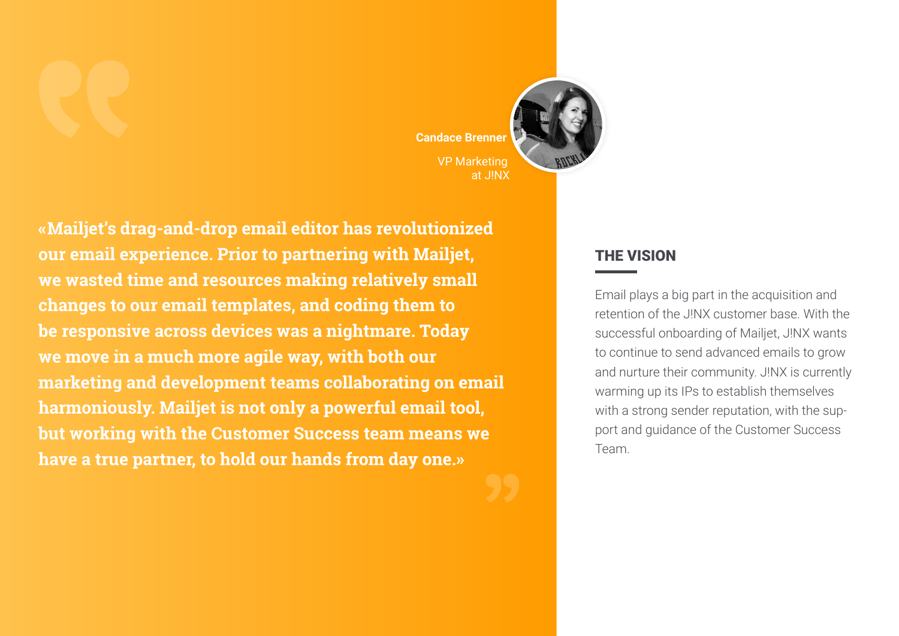**Candace Brenner**

VP Marketing
at J!NX

**«Mailjet's drag-and-drop email editor has revolutionized our email experience. Prior to partnering with Mailjet, we wasted time and resources making relatively small changes to our email templates, and coding them to be responsive across devices was a nightmare. Today we move in a much more agile way, with both our marketing and development teams collaborating on email harmoniously. Mailjet is not only a powerful email tool, but working with the Customer Success team means we have a true partner, to hold our hands from day one.»**

## THE VISION

Email plays a big part in the acquisition and retention of the J!NX customer base. With the successful onboarding of Mailjet, J!NX wants to continue to send advanced emails to grow and nurture their community. J!NX is currently warming up its IPs to establish themselves with a strong sender reputation, with the support and guidance of the Customer Success Team.